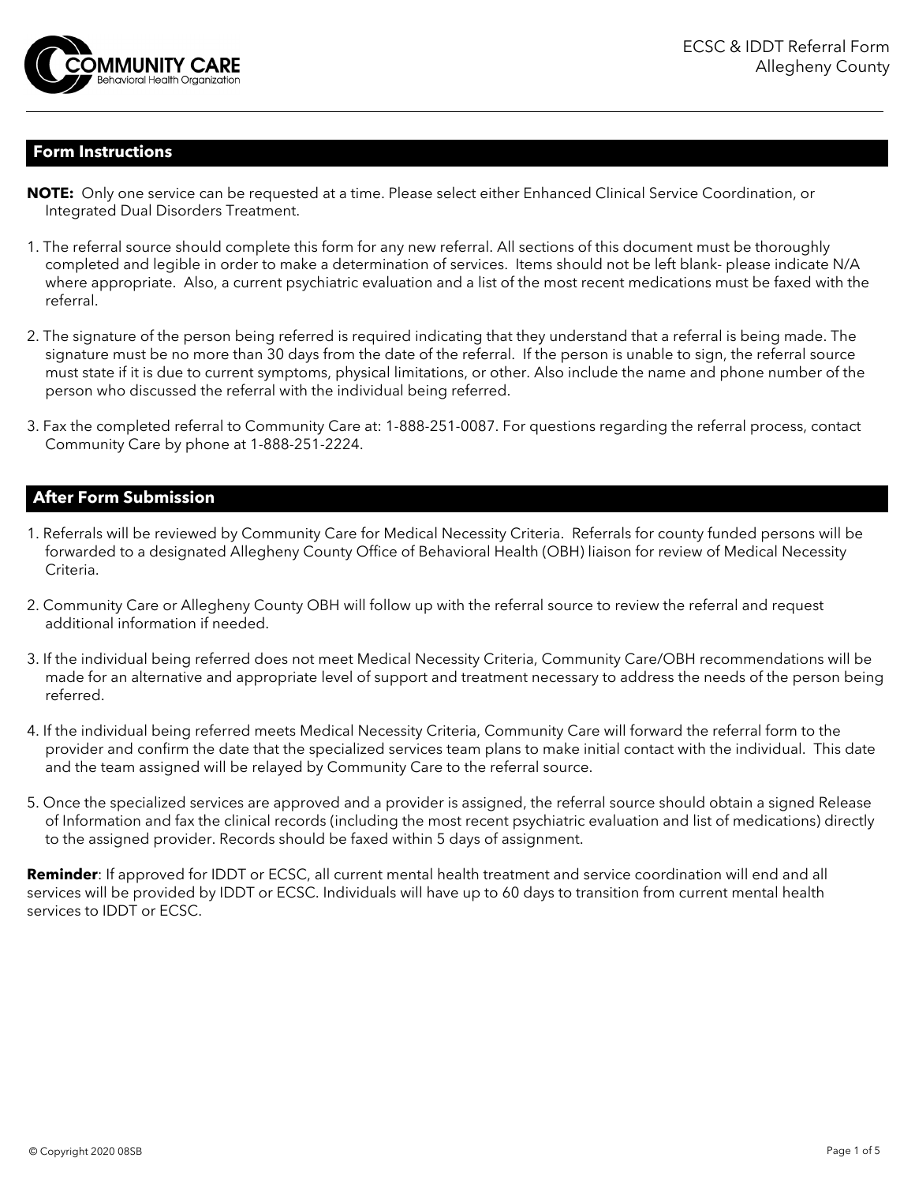# ECSC & IDDT Referral Form
Allegheny County

## Form Instructions

**NOTE:** Only one service can be requested at a time. Please select either Enhanced Clinical Service Coordination, or Integrated Dual Disorders Treatment.

1. The referral source should complete this form for any new referral. All sections of this document must be thoroughly completed and legible in order to make a determination of services. Items should not be left blank- please indicate N/A where appropriate. Also, a current psychiatric evaluation and a list of the most recent medications must be faxed with the referral.

2. The signature of the person being referred is required indicating that they understand that a referral is being made. The signature must be no more than 30 days from the date of the referral. If the person is unable to sign, the referral source must state if it is due to current symptoms, physical limitations, or other. Also include the name and phone number of the person who discussed the referral with the individual being referred.

3. Fax the completed referral to Community Care at: 1-888-251-0087. For questions regarding the referral process, contact Community Care by phone at 1-888-251-2224.

## After Form Submission

1. Referrals will be reviewed by Community Care for Medical Necessity Criteria. Referrals for county funded persons will be forwarded to a designated Allegheny County Office of Behavioral Health (OBH) liaison for review of Medical Necessity Criteria.

2. Community Care or Allegheny County OBH will follow up with the referral source to review the referral and request additional information if needed.

3. If the individual being referred does not meet Medical Necessity Criteria, Community Care/OBH recommendations will be made for an alternative and appropriate level of support and treatment necessary to address the needs of the person being referred.

4. If the individual being referred meets Medical Necessity Criteria, Community Care will forward the referral form to the provider and confirm the date that the specialized services team plans to make initial contact with the individual. This date and the team assigned will be relayed by Community Care to the referral source.

5. Once the specialized services are approved and a provider is assigned, the referral source should obtain a signed Release of Information and fax the clinical records (including the most recent psychiatric evaluation and list of medications) directly to the assigned provider. Records should be faxed within 5 days of assignment.

**Reminder**: If approved for IDDT or ECSC, all current mental health treatment and service coordination will end and all services will be provided by IDDT or ECSC. Individuals will have up to 60 days to transition from current mental health services to IDDT or ECSC.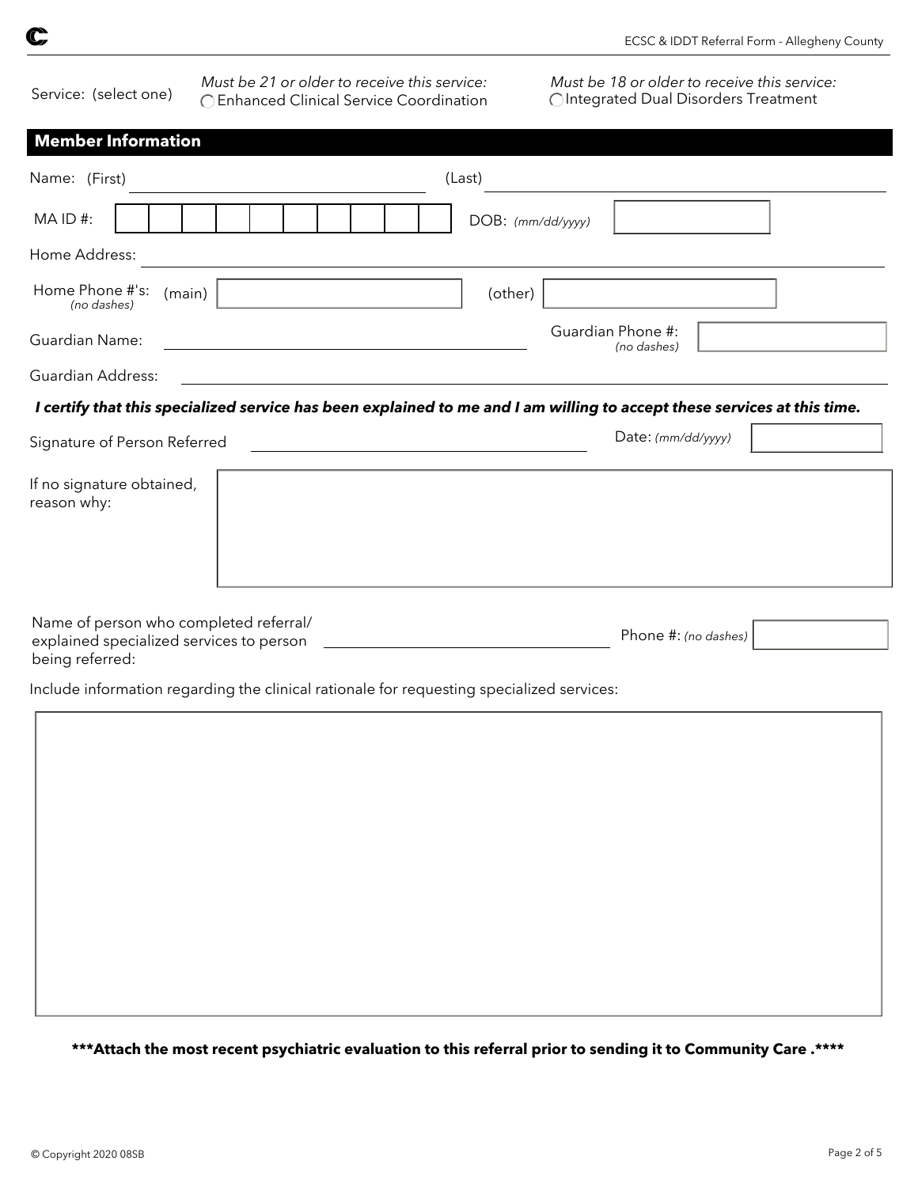Service: (select one)

*Must be 21 or older to receive this service:*
○ Enhanced Clinical Service Coordination

*Must be 18 or older to receive this service:*
○ Integrated Dual Disorders Treatment

## Member Information

Name: (First) ______________________ (Last) ______________________

MA ID #: | | | | | | | | | | |   DOB: *(mm/dd/yyyy)* ________

Home Address: ______________________

Home Phone #'s: *(no dashes)* (main) ________ (other) ________

Guardian Name: ______________________ Guardian Phone #: *(no dashes)* ________

Guardian Address: ______________________

***I certify that this specialized service has been explained to me and I am willing to accept these services at this time.***

Signature of Person Referred ______________________ Date: *(mm/dd/yyyy)* ________

If no signature obtained, reason why:

Name of person who completed referral/ explained specialized services to person being referred: ______________________ Phone #: *(no dashes)* ________

Include information regarding the clinical rationale for requesting specialized services:

**\*\*\*Attach the most recent psychiatric evaluation to this referral prior to sending it to Community Care .\*\*\*\***

© Copyright 2020 08SB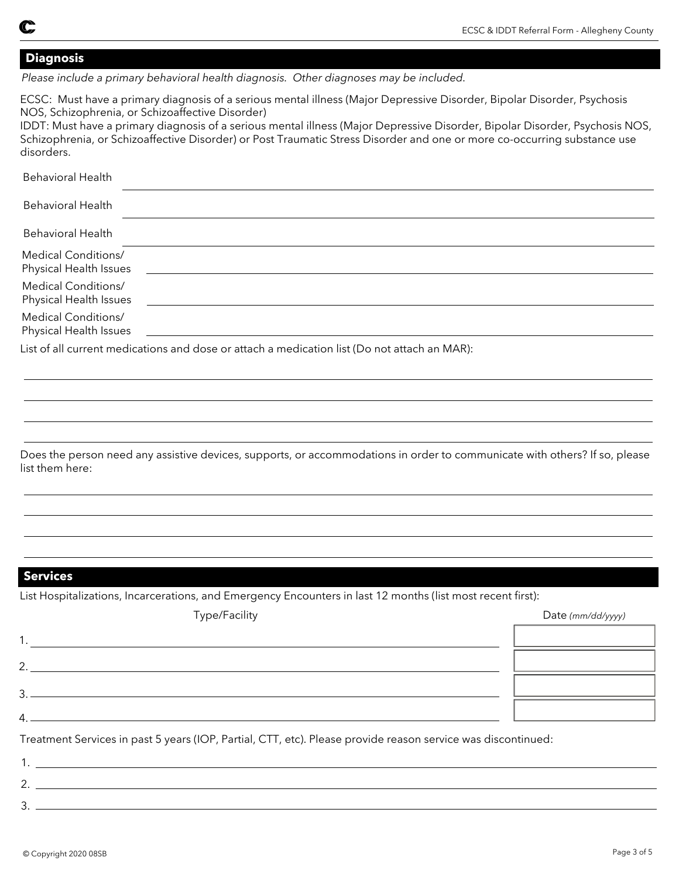## Diagnosis

*Please include a primary behavioral health diagnosis. Other diagnoses may be included.*

ECSC: Must have a primary diagnosis of a serious mental illness (Major Depressive Disorder, Bipolar Disorder, Psychosis NOS, Schizophrenia, or Schizoaffective Disorder)
IDDT: Must have a primary diagnosis of a serious mental illness (Major Depressive Disorder, Bipolar Disorder, Psychosis NOS, Schizophrenia, or Schizoaffective Disorder) or Post Traumatic Stress Disorder and one or more co-occurring substance use disorders.

Behavioral Health ______________________________

Behavioral Health ______________________________

Behavioral Health ______________________________

Medical Conditions/ Physical Health Issues ______________________________

Medical Conditions/ Physical Health Issues ______________________________

Medical Conditions/ Physical Health Issues ______________________________

List of all current medications and dose or attach a medication list (Do not attach an MAR):

______________________________

______________________________

______________________________

______________________________

Does the person need any assistive devices, supports, or accommodations in order to communicate with others? If so, please list them here:

______________________________

______________________________

______________________________

______________________________

## Services

List Hospitalizations, Incarcerations, and Emergency Encounters in last 12 months (list most recent first):

| | Type/Facility | Date *(mm/dd/yyyy)* |
|---|---|---|
| 1. | | |
| 2. | | |
| 3. | | |
| 4. | | |

Treatment Services in past 5 years (IOP, Partial, CTT, etc). Please provide reason service was discontinued:

1. ______________________________
2. ______________________________
3. ______________________________

© Copyright 2020 08SB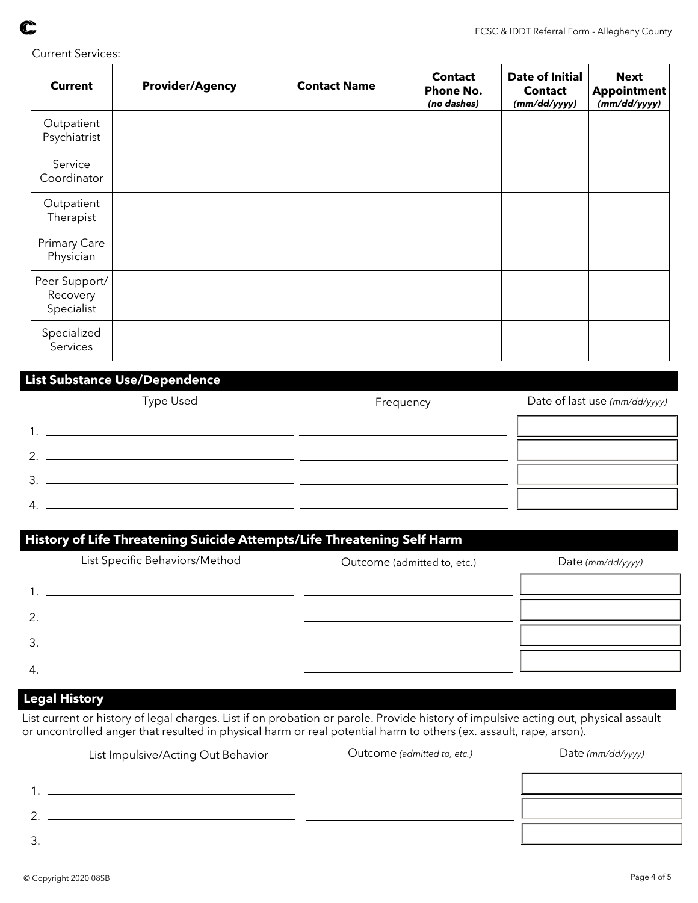Current Services:

| Current | Provider/Agency | Contact Name | Contact Phone No. *(no dashes)* | Date of Initial Contact *(mm/dd/yyyy)* | Next Appointment *(mm/dd/yyyy)* |
|---|---|---|---|---|---|
| Outpatient Psychiatrist | | | | | |
| Service Coordinator | | | | | |
| Outpatient Therapist | | | | | |
| Primary Care Physician | | | | | |
| Peer Support/ Recovery Specialist | | | | | |
| Specialized Services | | | | | |

## List Substance Use/Dependence

| | Type Used | Frequency | Date of last use *(mm/dd/yyyy)* |
|---|---|---|---|
| 1. | | | |
| 2. | | | |
| 3. | | | |
| 4. | | | |

## History of Life Threatening Suicide Attempts/Life Threatening Self Harm

| | List Specific Behaviors/Method | Outcome (admitted to, etc.) | Date *(mm/dd/yyyy)* |
|---|---|---|---|
| 1. | | | |
| 2. | | | |
| 3. | | | |
| 4. | | | |

## Legal History

List current or history of legal charges. List if on probation or parole. Provide history of impulsive acting out, physical assault or uncontrolled anger that resulted in physical harm or real potential harm to others (ex. assault, rape, arson).

| | List Impulsive/Acting Out Behavior | Outcome *(admitted to, etc.)* | Date *(mm/dd/yyyy)* |
|---|---|---|---|
| 1. | | | |
| 2. | | | |
| 3. | | | |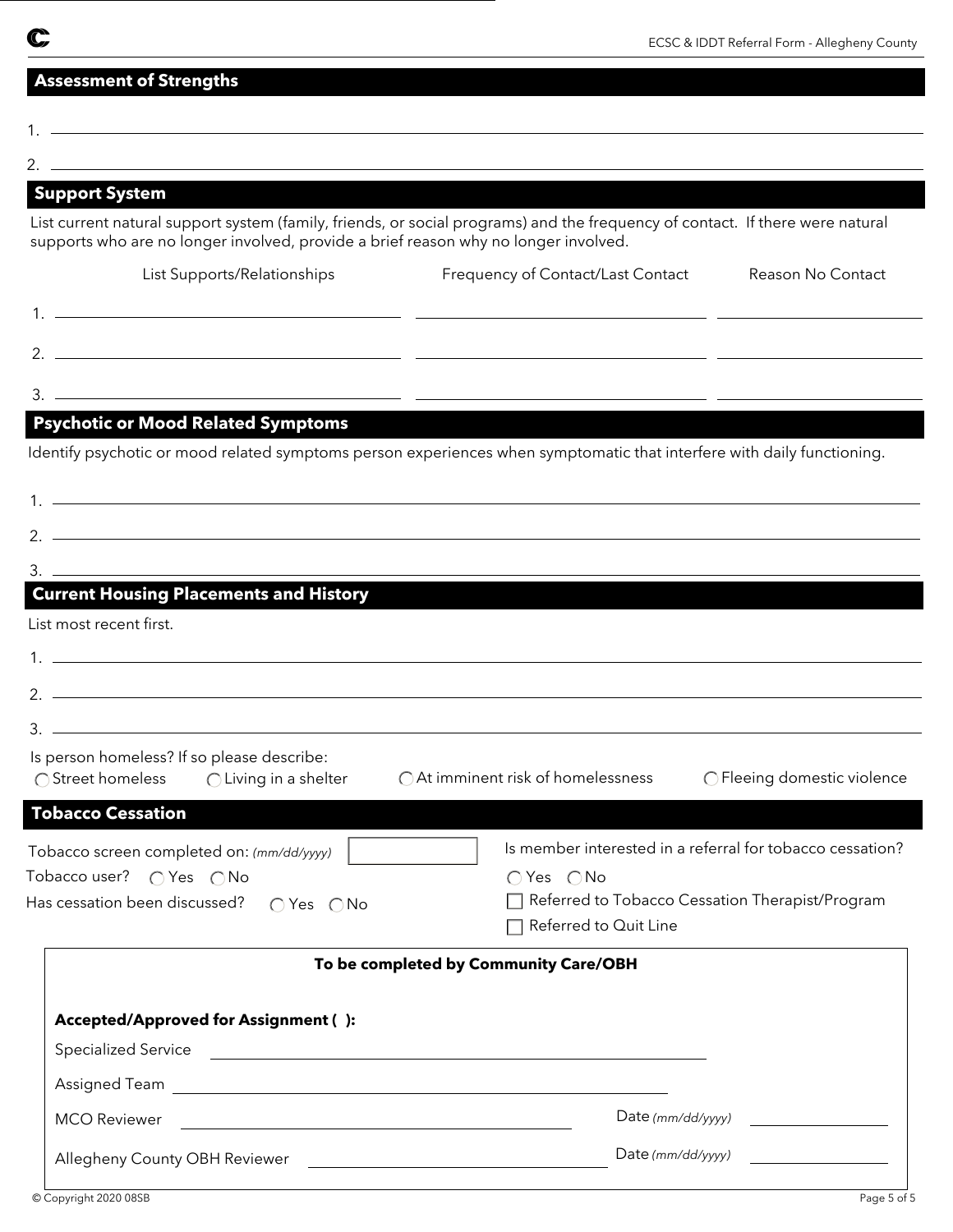## Assessment of Strengths

1. \_\_\_\_\_\_\_\_\_\_\_\_\_\_\_\_\_\_\_\_
2. \_\_\_\_\_\_\_\_\_\_\_\_\_\_\_\_\_\_\_\_

## Support System

List current natural support system (family, friends, or social programs) and the frequency of contact. If there were natural supports who are no longer involved, provide a brief reason why no longer involved.

| | List Supports/Relationships | Frequency of Contact/Last Contact | Reason No Contact |
|---|---|---|---|
| 1. | | | |
| 2. | | | |
| 3. | | | |

## Psychotic or Mood Related Symptoms

Identify psychotic or mood related symptoms person experiences when symptomatic that interfere with daily functioning.

1. \_\_\_\_\_\_\_\_\_\_\_\_\_\_\_\_\_\_\_\_
2. \_\_\_\_\_\_\_\_\_\_\_\_\_\_\_\_\_\_\_\_
3. \_\_\_\_\_\_\_\_\_\_\_\_\_\_\_\_\_\_\_\_

## Current Housing Placements and History

List most recent first.

1. \_\_\_\_\_\_\_\_\_\_\_\_\_\_\_\_\_\_\_\_
2. \_\_\_\_\_\_\_\_\_\_\_\_\_\_\_\_\_\_\_\_
3. \_\_\_\_\_\_\_\_\_\_\_\_\_\_\_\_\_\_\_\_

Is person homeless? If so please describe:

○ Street homeless ○ Living in a shelter ○ At imminent risk of homelessness ○ Fleeing domestic violence

## Tobacco Cessation

Tobacco screen completed on: *(mm/dd/yyyy)* \_\_\_\_\_\_\_\_\_\_

Tobacco user? ○ Yes ○ No

Has cessation been discussed? ○ Yes ○ No

Is member interested in a referral for tobacco cessation?

○ Yes ○ No

☐ Referred to Tobacco Cessation Therapist/Program

☐ Referred to Quit Line

**To be completed by Community Care/OBH**

**Accepted/Approved for Assignment ( ):**

Specialized Service \_\_\_\_\_\_\_\_\_\_\_\_\_\_\_\_\_\_\_\_

Assigned Team \_\_\_\_\_\_\_\_\_\_\_\_\_\_\_\_\_\_\_\_

MCO Reviewer \_\_\_\_\_\_\_\_\_\_\_\_\_\_\_\_\_\_\_\_ Date *(mm/dd/yyyy)* \_\_\_\_\_\_\_\_\_\_

Allegheny County OBH Reviewer \_\_\_\_\_\_\_\_\_\_\_\_\_\_\_\_\_\_\_\_ Date *(mm/dd/yyyy)* \_\_\_\_\_\_\_\_\_\_